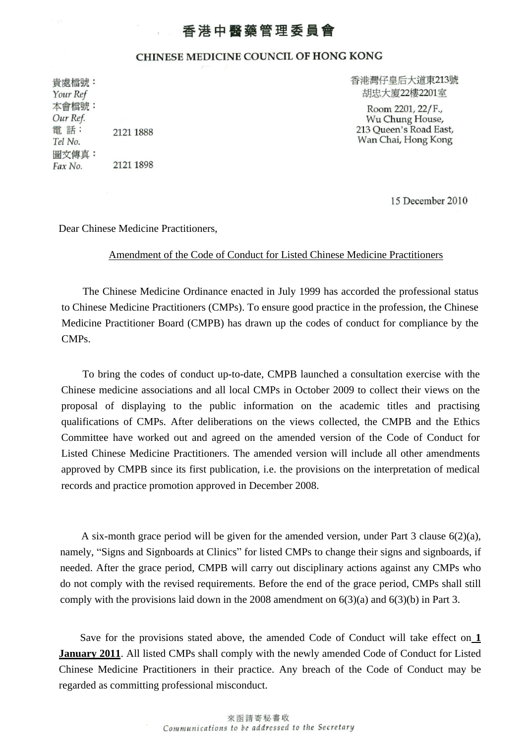# 香港中醫藥管理委員會

## CHINESE MEDICINE COUNCIL OF HONG KONG

貴處檔號：
*Your Ref*
本會檔號：
*Our Ref.*
電 話：
*Tel No.* 2121 1888
圖文傳真：
*Fax No.* 2121 1898

香港灣仔皇后大道東213號
胡忠大廈22樓2201室

Room 2201, 22/F.,
Wu Chung House,
213 Queen's Road East,
Wan Chai, Hong Kong

15 December 2010

Dear Chinese Medicine Practitioners,

Amendment of the Code of Conduct for Listed Chinese Medicine Practitioners

The Chinese Medicine Ordinance enacted in July 1999 has accorded the professional status to Chinese Medicine Practitioners (CMPs). To ensure good practice in the profession, the Chinese Medicine Practitioner Board (CMPB) has drawn up the codes of conduct for compliance by the CMPs.

To bring the codes of conduct up-to-date, CMPB launched a consultation exercise with the Chinese medicine associations and all local CMPs in October 2009 to collect their views on the proposal of displaying to the public information on the academic titles and practising qualifications of CMPs. After deliberations on the views collected, the CMPB and the Ethics Committee have worked out and agreed on the amended version of the Code of Conduct for Listed Chinese Medicine Practitioners. The amended version will include all other amendments approved by CMPB since its first publication, i.e. the provisions on the interpretation of medical records and practice promotion approved in December 2008.

A six-month grace period will be given for the amended version, under Part 3 clause 6(2)(a), namely, "Signs and Signboards at Clinics" for listed CMPs to change their signs and signboards, if needed. After the grace period, CMPB will carry out disciplinary actions against any CMPs who do not comply with the revised requirements. Before the end of the grace period, CMPs shall still comply with the provisions laid down in the 2008 amendment on 6(3)(a) and 6(3)(b) in Part 3.

Save for the provisions stated above, the amended Code of Conduct will take effect on **1 January 2011**. All listed CMPs shall comply with the newly amended Code of Conduct for Listed Chinese Medicine Practitioners in their practice. Any breach of the Code of Conduct may be regarded as committing professional misconduct.

來函請寄秘書收
*Communications to be addressed to the Secretary*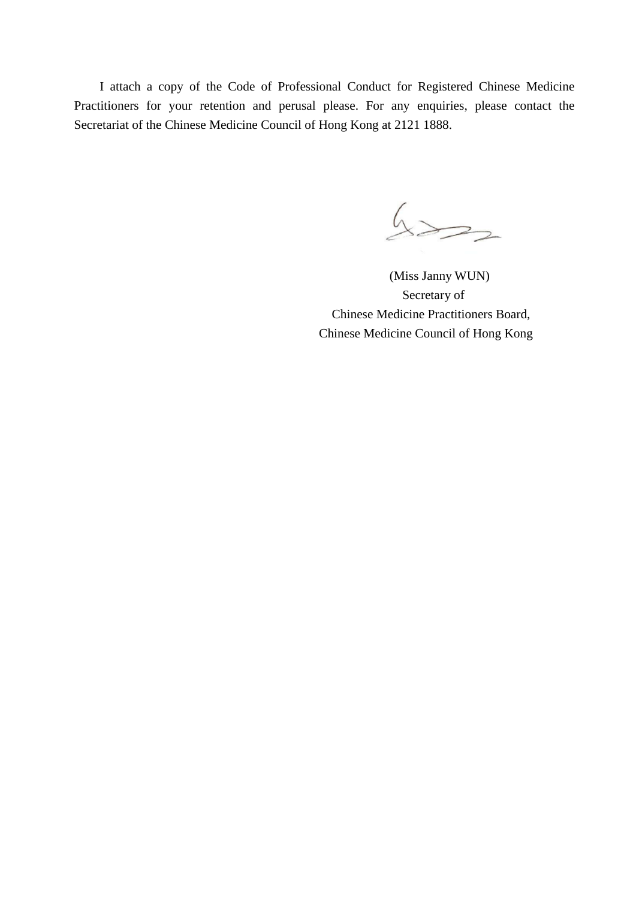I attach a copy of the Code of Professional Conduct for Registered Chinese Medicine Practitioners for your retention and perusal please. For any enquiries, please contact the Secretariat of the Chinese Medicine Council of Hong Kong at 2121 1888.

(Miss Janny WUN)
Secretary of
Chinese Medicine Practitioners Board,
Chinese Medicine Council of Hong Kong